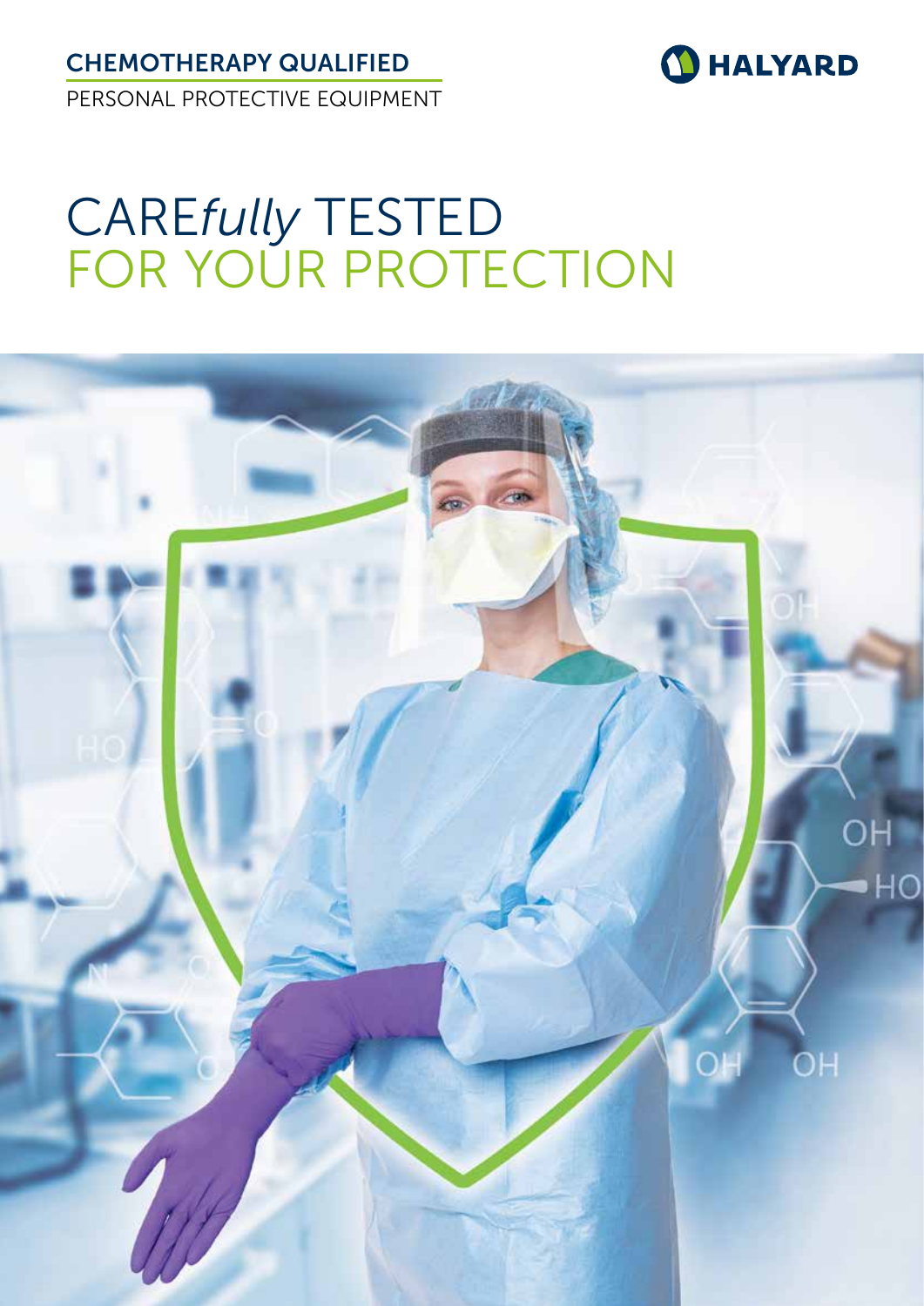**CHEMOTHERAPY QUALIFIED**

PERSONAL PROTECTIVE EQUIPMENT

HALYARD

# CARE*fully* TESTED FOR YOUR PROTECTION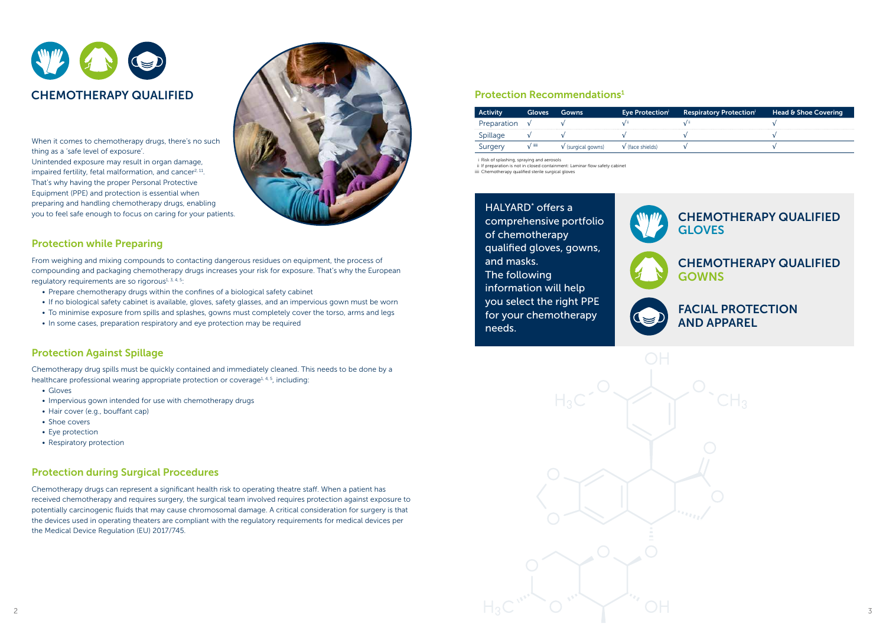# CHEMOTHERAPY QUALIFIED

When it comes to chemotherapy drugs, there's no such thing as a 'safe level of exposure'.
Unintended exposure may result in organ damage, impaired fertility, fetal malformation, and cancer[2, 11].
That's why having the proper Personal Protective Equipment (PPE) and protection is essential when preparing and handling chemotherapy drugs, enabling you to feel safe enough to focus on caring for your patients.

## Protection while Preparing

From weighing and mixing compounds to contacting dangerous residues on equipment, the process of compounding and packaging chemotherapy drugs increases your risk for exposure. That's why the European regulatory requirements are so rigorous[1, 3, 4, 5]:

- Prepare chemotherapy drugs within the confines of a biological safety cabinet
- If no biological safety cabinet is available, gloves, safety glasses, and an impervious gown must be worn
- To minimise exposure from spills and splashes, gowns must completely cover the torso, arms and legs
- In some cases, preparation respiratory and eye protection may be required

## Protection Against Spillage

Chemotherapy drug spills must be quickly contained and immediately cleaned. This needs to be done by a healthcare professional wearing appropriate protection or coverage[1, 4, 5], including:

- Gloves
- Impervious gown intended for use with chemotherapy drugs
- Hair cover (e.g., bouffant cap)
- Shoe covers
- Eye protection
- Respiratory protection

## Protection during Surgical Procedures

Chemotherapy drugs can represent a significant health risk to operating theatre staff. When a patient has received chemotherapy and requires surgery, the surgical team involved requires protection against exposure to potentially carcinogenic fluids that may cause chromosomal damage. A critical consideration for surgery is that the devices used in operating theaters are compliant with the regulatory requirements for medical devices per the Medical Device Regulation (EU) 2017/745.

## Protection Recommendations[1]

| Activity | Gloves | Gowns | Eye Protection[i] | Respiratory Protection[i] | Head & Shoe Covering |
|---|---|---|---|---|---|
| Preparation | √ | √ | √[ii] | √[ii] | √ |
| Spillage | √ | √ | √ | √ | √ |
| Surgery | √[iii] | √ (surgical gowns) | √ (face shields) | √ | √ |

i Risk of splashing, spraying and aerosols
ii If preparation is not in closed containment: Laminar flow safety cabinet
iii Chemotherapy qualified sterile surgical gloves

HALYARD* offers a comprehensive portfolio of chemotherapy qualified gloves, gowns, and masks.
The following information will help you select the right PPE for your chemotherapy needs.

**CHEMOTHERAPY QUALIFIED GLOVES**

**CHEMOTHERAPY QUALIFIED GOWNS**

**FACIAL PROTECTION AND APPAREL**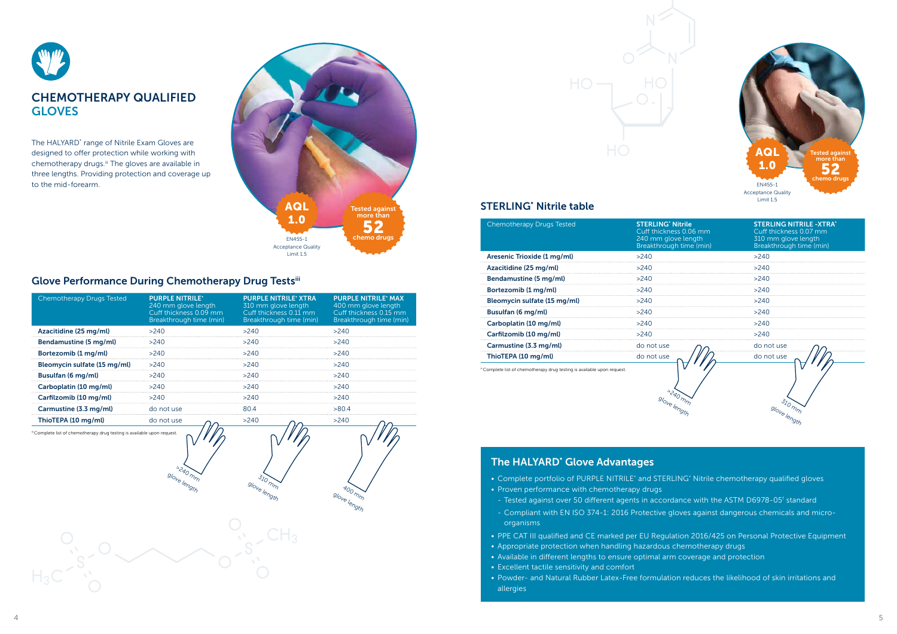# CHEMOTHERAPY QUALIFIED GLOVES

The HALYARD* range of Nitrile Exam Gloves are designed to offer protection while working with chemotherapy drugs.[ii] The gloves are available in three lengths. Providing protection and coverage up to the mid-forearm.

AQL 1.0
EN455-1 Acceptance Quality Limit 1.5

Tested against more than 52 chemo drugs

## Glove Performance During Chemotherapy Drug Tests[iii]

| Chemotherapy Drugs Tested | PURPLE NITRILE* 240 mm glove length Cuff thickness 0.09 mm Breakthrough time (min) | PURPLE NITRILE* XTRA 310 mm glove length Cuff thickness 0.11 mm Breakthrough time (min) | PURPLE NITRILE* MAX 400 mm glove length Cuff thickness 0.15 mm Breakthrough time (min) |
|---|---|---|---|
| Azacitidine (25 mg/ml) | >240 | >240 | >240 |
| Bendamustine (5 mg/ml) | >240 | >240 | >240 |
| Bortezomib (1 mg/ml) | >240 | >240 | >240 |
| Bleomycin sulfate (15 mg/ml) | >240 | >240 | >240 |
| Busulfan (6 mg/ml) | >240 | >240 | >240 |
| Carboplatin (10 mg/ml) | >240 | >240 | >240 |
| Carfilzomib (10 mg/ml) | >240 | >240 | >240 |
| Carmustine (3.3 mg/ml) | do not use | 80.4 | >80.4 |
| ThioTEPA (10 mg/ml) | do not use | >240 | >240 |

[iii] Complete list of chemotherapy drug testing is available upon request.

>240 mm glove length

310 mm glove length

400 mm glove length

## STERLING* Nitrile table

AQL 1.0
EN455-1 Acceptance Quality Limit 1.5

Tested against more than 52 chemo drugs

| Chemotherapy Drugs Tested | STERLING* Nitrile Cuff thickness 0.06 mm 240 mm glove length Breakthrough time (min) | STERLING NITRILE -XTRA* Cuff thickness 0.07 mm 310 mm glove length Breakthrough time (min) |
|---|---|---|
| Aresenic Trioxide (1 mg/ml) | >240 | >240 |
| Azacitidine (25 mg/ml) | >240 | >240 |
| Bendamustine (5 mg/ml) | >240 | >240 |
| Bortezomib (1 mg/ml) | >240 | >240 |
| Bleomycin sulfate (15 mg/ml) | >240 | >240 |
| Busulfan (6 mg/ml) | >240 | >240 |
| Carboplatin (10 mg/ml) | >240 | >240 |
| Carfilzomib (10 mg/ml) | >240 | >240 |
| Carmustine (3.3 mg/ml) | do not use | do not use |
| ThioTEPA (10 mg/ml) | do not use | do not use |

[iii] Complete list of chemotherapy drug testing is available upon request.

>240 mm glove length

310 mm glove length

## The HALYARD* Glove Advantages

- Complete portfolio of PURPLE NITRILE* and STERLING* Nitrile chemotherapy qualified gloves
- Proven performance with chemotherapy drugs
  - Tested against over 50 different agents in accordance with the ASTM D6978-05[i] standard
  - Compliant with EN ISO 374-1: 2016 Protective gloves against dangerous chemicals and micro-organisms
- PPE CAT III qualified and CE marked per EU Regulation 2016/425 on Personal Protective Equipment
- Appropriate protection when handling hazardous chemotherapy drugs
- Available in different lengths to ensure optimal arm coverage and protection
- Excellent tactile sensitivity and comfort
- Powder- and Natural Rubber Latex-Free formulation reduces the likelihood of skin irritations and allergies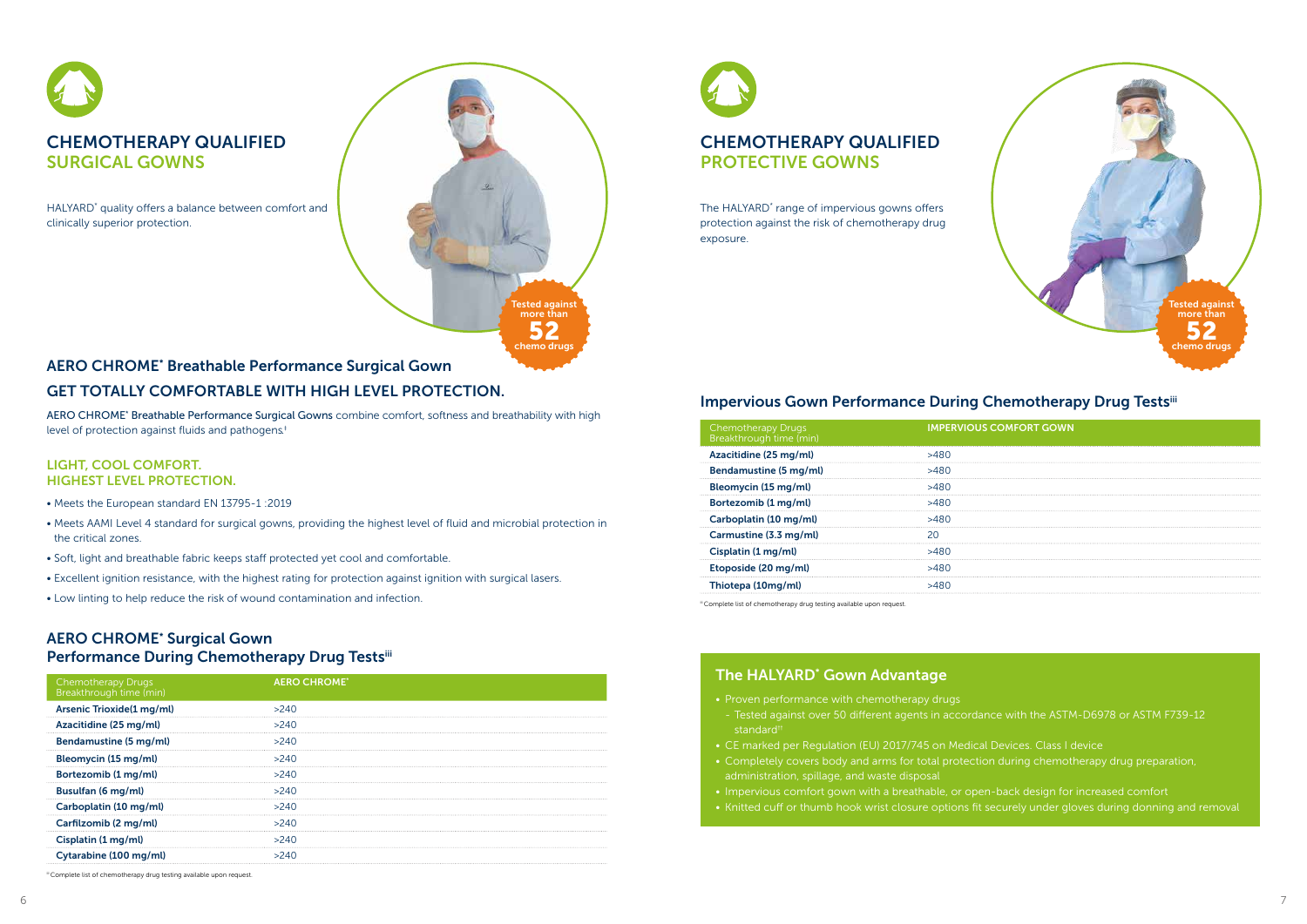# CHEMOTHERAPY QUALIFIED SURGICAL GOWNS

HALYARD* quality offers a balance between comfort and clinically superior protection.

Tested against more than 52 chemo drugs

## AERO CHROME* Breathable Performance Surgical Gown

## GET TOTALLY COMFORTABLE WITH HIGH LEVEL PROTECTION.

AERO CHROME* Breathable Performance Surgical Gowns combine comfort, softness and breathability with high level of protection against fluids and pathogens†

### LIGHT, COOL COMFORT. HIGHEST LEVEL PROTECTION.

- Meets the European standard EN 13795-1 :2019
- Meets AAMI Level 4 standard for surgical gowns, providing the highest level of fluid and microbial protection in the critical zones.
- Soft, light and breathable fabric keeps staff protected yet cool and comfortable.
- Excellent ignition resistance, with the highest rating for protection against ignition with surgical lasers.
- Low linting to help reduce the risk of wound contamination and infection.

## AERO CHROME* Surgical Gown Performance During Chemotherapy Drug Tests[iii]

| Chemotherapy Drugs Breakthrough time (min) | AERO CHROME* |
|---|---|
| **Arsenic Trioxide(1 mg/ml)** | >240 |
| **Azacitidine (25 mg/ml)** | >240 |
| **Bendamustine (5 mg/ml)** | >240 |
| **Bleomycin (15 mg/ml)** | >240 |
| **Bortezomib (1 mg/ml)** | >240 |
| **Busulfan (6 mg/ml)** | >240 |
| **Carboplatin (10 mg/ml)** | >240 |
| **Carfilzomib (2 mg/ml)** | >240 |
| **Cisplatin (1 mg/ml)** | >240 |
| **Cytarabine (100 mg/ml)** | >240 |

[iii] Complete list of chemotherapy drug testing available upon request.

# CHEMOTHERAPY QUALIFIED PROTECTIVE GOWNS

The HALYARD* range of impervious gowns offers protection against the risk of chemotherapy drug exposure.

Tested against more than 52 chemo drugs

## Impervious Gown Performance During Chemotherapy Drug Tests[iii]

| Chemotherapy Drugs Breakthrough time (min) | IMPERVIOUS COMFORT GOWN |
|---|---|
| **Azacitidine (25 mg/ml)** | >480 |
| **Bendamustine (5 mg/ml)** | >480 |
| **Bleomycin (15 mg/ml)** | >480 |
| **Bortezomib (1 mg/ml)** | >480 |
| **Carboplatin (10 mg/ml)** | >480 |
| **Carmustine (3.3 mg/ml)** | 20 |
| **Cisplatin (1 mg/ml)** | >480 |
| **Etoposide (20 mg/ml)** | >480 |
| **Thiotepa (10mg/ml)** | >480 |

[iii] Complete list of chemotherapy drug testing available upon request.

## The HALYARD* Gown Advantage

- Proven performance with chemotherapy drugs
  - Tested against over 50 different agents in accordance with the ASTM-D6978 or ASTM F739-12 standard[††]
- CE marked per Regulation (EU) 2017/745 on Medical Devices. Class I device
- Completely covers body and arms for total protection during chemotherapy drug preparation, administration, spillage, and waste disposal
- Impervious comfort gown with a breathable, or open-back design for increased comfort
- Knitted cuff or thumb hook wrist closure options fit securely under gloves during donning and removal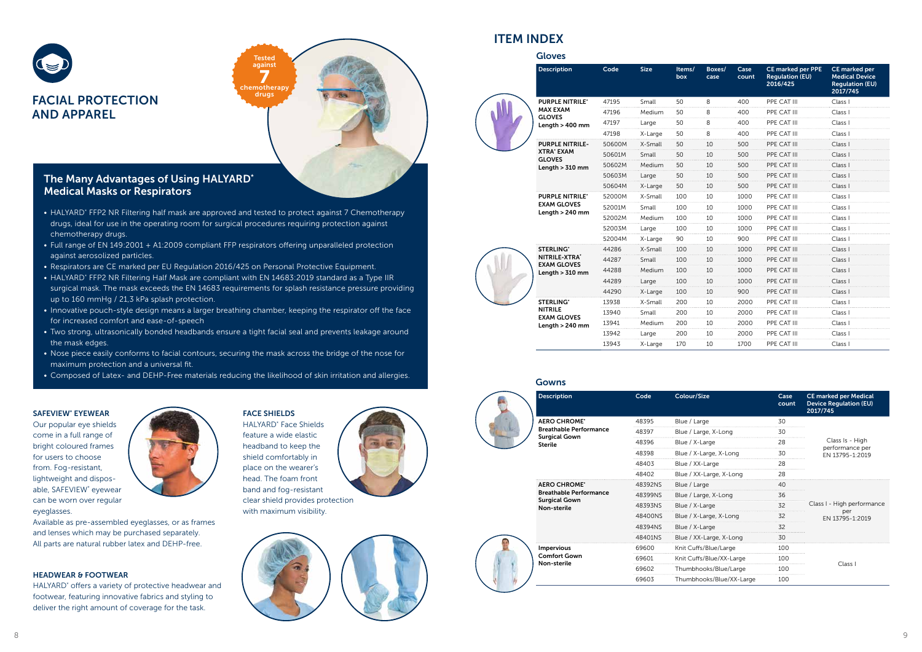# FACIAL PROTECTION AND APPAREL

Tested against 7 chemotherapy drugs

## The Many Advantages of Using HALYARD* Medical Masks or Respirators

- HALYARD* FFP2 NR Filtering half mask are approved and tested to protect against 7 Chemotherapy drugs, ideal for use in the operating room for surgical procedures requiring protection against chemotherapy drugs.
- Full range of EN 149:2001 + A1:2009 compliant FFP respirators offering unparalleled protection against aerosolized particles.
- Respirators are CE marked per EU Regulation 2016/425 on Personal Protective Equipment.
- HALYARD* FFP2 NR Filtering Half Mask are compliant with EN 14683:2019 standard as a Type IIR surgical mask. The mask exceeds the EN 14683 requirements for splash resistance pressure providing up to 160 mmHg / 21,3 kPa splash protection.
- Innovative pouch-style design means a larger breathing chamber, keeping the respirator off the face for increased comfort and ease-of-speech
- Two strong, ultrasonically bonded headbands ensure a tight facial seal and prevents leakage around the mask edges.
- Nose piece easily conforms to facial contours, securing the mask across the bridge of the nose for maximum protection and a universal fit.
- Composed of Latex- and DEHP-Free materials reducing the likelihood of skin irritation and allergies.

### SAFEVIEW* EYEWEAR

Our popular eye shields come in a full range of bright coloured frames for users to choose from. Fog-resistant, lightweight and disposable, SAFEVIEW* eyewear can be worn over regular eyeglasses.

Available as pre-assembled eyeglasses, or as frames and lenses which may be purchased separately. All parts are natural rubber latex and DEHP-free.

### HEADWEAR & FOOTWEAR

HALYARD* offers a variety of protective headwear and footwear, featuring innovative fabrics and styling to deliver the right amount of coverage for the task.

### FACE SHIELDS

HALYARD* Face Shields feature a wide elastic headband to keep the shield comfortably in place on the wearer's head. The foam front band and fog-resistant clear shield provides protection with maximum visibility.

# ITEM INDEX

## Gloves

| Description | Code | Size | Items/ box | Boxes/ case | Case count | CE marked per PPE Regulation (EU) 2016/425 | CE marked per Medical Device Regulation (EU) 2017/745 |
|---|---|---|---|---|---|---|---|
| **PURPLE NITRILE* MAX EXAM GLOVES Length > 400 mm** | 47195 | Small | 50 | 8 | 400 | PPE CAT III | Class I |
| | 47196 | Medium | 50 | 8 | 400 | PPE CAT III | Class I |
| | 47197 | Large | 50 | 8 | 400 | PPE CAT III | Class I |
| | 47198 | X-Large | 50 | 8 | 400 | PPE CAT III | Class I |
| **PURPLE NITRILE-XTRA* EXAM GLOVES Length > 310 mm** | 50600M | X-Small | 50 | 10 | 500 | PPE CAT III | Class I |
| | 50601M | Small | 50 | 10 | 500 | PPE CAT III | Class I |
| | 50602M | Medium | 50 | 10 | 500 | PPE CAT III | Class I |
| | 50603M | Large | 50 | 10 | 500 | PPE CAT III | Class I |
| | 50604M | X-Large | 50 | 10 | 500 | PPE CAT III | Class I |
| **PURPLE NITRILE* EXAM GLOVES Length > 240 mm** | 52000M | X-Small | 100 | 10 | 1000 | PPE CAT III | Class I |
| | 52001M | Small | 100 | 10 | 1000 | PPE CAT III | Class I |
| | 52002M | Medium | 100 | 10 | 1000 | PPE CAT III | Class I |
| | 52003M | Large | 100 | 10 | 1000 | PPE CAT III | Class I |
| | 52004M | X-Large | 90 | 10 | 900 | PPE CAT III | Class I |
| **STERLING* NITRILE-XTRA* EXAM GLOVES Length > 310 mm** | 44286 | X-Small | 100 | 10 | 1000 | PPE CAT III | Class I |
| | 44287 | Small | 100 | 10 | 1000 | PPE CAT III | Class I |
| | 44288 | Medium | 100 | 10 | 1000 | PPE CAT III | Class I |
| | 44289 | Large | 100 | 10 | 1000 | PPE CAT III | Class I |
| | 44290 | X-Large | 100 | 10 | 900 | PPE CAT III | Class I |
| **STERLING* NITRILE EXAM GLOVES Length > 240 mm** | 13938 | X-Small | 200 | 10 | 2000 | PPE CAT III | Class I |
| | 13940 | Small | 200 | 10 | 2000 | PPE CAT III | Class I |
| | 13941 | Medium | 200 | 10 | 2000 | PPE CAT III | Class I |
| | 13942 | Large | 200 | 10 | 2000 | PPE CAT III | Class I |
| | 13943 | X-Large | 170 | 10 | 1700 | PPE CAT III | Class I |

## Gowns

| Description | Code | Colour/Size | Case count | CE marked per Medical Device Regulation (EU) 2017/745 |
|---|---|---|---|---|
| **AERO CHROME* Breathable Performance Surgical Gown Sterile** | 48395 | Blue / Large | 30 | Class Is - High performance per EN 13795-1:2019 |
| | 48397 | Blue / Large, X-Long | 30 | |
| | 48396 | Blue / X-Large | 28 | |
| | 48398 | Blue / X-Large, X-Long | 30 | |
| | 48403 | Blue / XX-Large | 28 | |
| | 48402 | Blue / XX-Large, X-Long | 28 | |
| **AERO CHROME* Breathable Performance Surgical Gown Non-sterile** | 48392NS | Blue / Large | 40 | Class I - High performance per EN 13795-1:2019 |
| | 48399NS | Blue / Large, X-Long | 36 | |
| | 48393NS | Blue / X-Large | 32 | |
| | 48400NS | Blue / X-Large, X-Long | 32 | |
| | 48394NS | Blue / X-Large | 32 | |
| | 48401NS | Blue / XX-Large, X-Long | 30 | |
| **Impervious Comfort Gown Non-sterile** | 69600 | Knit Cuffs/Blue/Large | 100 | Class I |
| | 69601 | Knit Cuffs/Blue/XX-Large | 100 | |
| | 69602 | Thumbhooks/Blue/Large | 100 | |
| | 69603 | Thumbhooks/Blue/XX-Large | 100 | |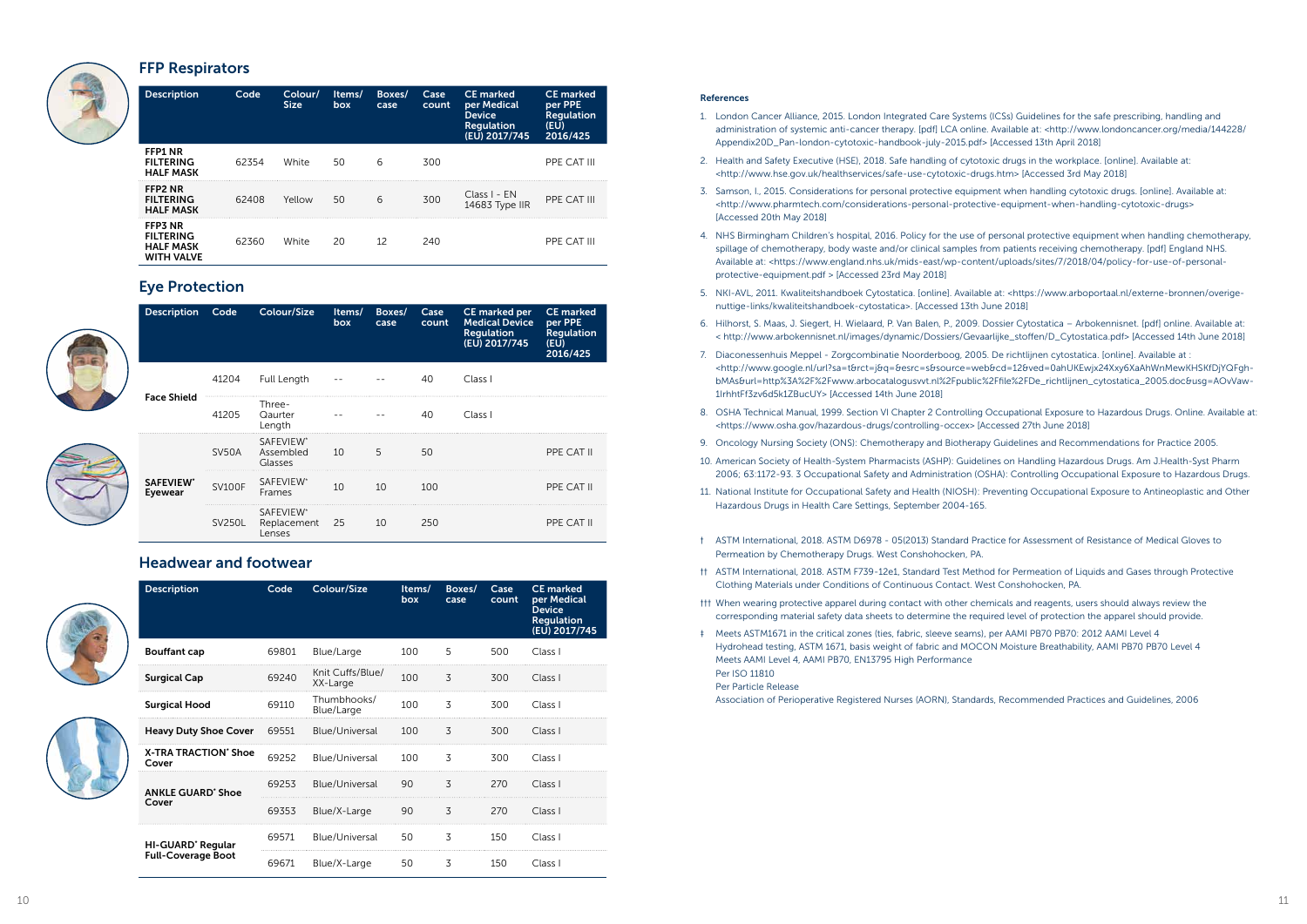## FFP Respirators

| Description | Code | Colour/ Size | Items/ box | Boxes/ case | Case count | CE marked per Medical Device Regulation (EU) 2017/745 | CE marked per PPE Regulation (EU) 2016/425 |
|---|---|---|---|---|---|---|---|
| **FFP1 NR FILTERING HALF MASK** | 62354 | White | 50 | 6 | 300 | | PPE CAT III |
| **FFP2 NR FILTERING HALF MASK** | 62408 | Yellow | 50 | 6 | 300 | Class I - EN 14683 Type IIR | PPE CAT III |
| **FFP3 NR FILTERING HALF MASK WITH VALVE** | 62360 | White | 20 | 12 | 240 | | PPE CAT III |

## Eye Protection

| Description | Code | Colour/Size | Items/ box | Boxes/ case | Case count | CE marked per Medical Device Regulation (EU) 2017/745 | CE marked per PPE Regulation (EU) 2016/425 |
|---|---|---|---|---|---|---|---|
| **Face Shield** | 41204 | Full Length | -- | -- | 40 | Class I | |
| | 41205 | Three-Qaurter Length | -- | -- | 40 | Class I | |
| **SAFEVIEW\* Eyewear** | SV50A | SAFEVIEW\* Assembled Glasses | 10 | 5 | 50 | | PPE CAT II |
| | SV100F | SAFEVIEW\* Frames | 10 | 10 | 100 | | PPE CAT II |
| | SV250L | SAFEVIEW\* Replacement Lenses | 25 | 10 | 250 | | PPE CAT II |

## Headwear and footwear

| Description | Code | Colour/Size | Items/ box | Boxes/ case | Case count | CE marked per Medical Device Regulation (EU) 2017/745 |
|---|---|---|---|---|---|---|
| **Bouffant cap** | 69801 | Blue/Large | 100 | 5 | 500 | Class I |
| **Surgical Cap** | 69240 | Knit Cuffs/Blue/ XX-Large | 100 | 3 | 300 | Class I |
| **Surgical Hood** | 69110 | Thumbhooks/ Blue/Large | 100 | 3 | 300 | Class I |
| **Heavy Duty Shoe Cover** | 69551 | Blue/Universal | 100 | 3 | 300 | Class I |
| **X-TRA TRACTION\* Shoe Cover** | 69252 | Blue/Universal | 100 | 3 | 300 | Class I |
| **ANKLE GUARD\* Shoe Cover** | 69253 | Blue/Universal | 90 | 3 | 270 | Class I |
| | 69353 | Blue/X-Large | 90 | 3 | 270 | Class I |
| **HI-GUARD\* Regular Full-Coverage Boot** | 69571 | Blue/Universal | 50 | 3 | 150 | Class I |
| | 69671 | Blue/X-Large | 50 | 3 | 150 | Class I |

**References**

1. London Cancer Alliance, 2015. London Integrated Care Systems (ICSs) Guidelines for the safe prescribing, handling and administration of systemic anti-cancer therapy. [pdf] LCA online. Available at: <http://www.londoncancer.org/media/144228/Appendix20D_Pan-london-cytotoxic-handbook-july-2015.pdf> [Accessed 13th April 2018]
2. Health and Safety Executive (HSE), 2018. Safe handling of cytotoxic drugs in the workplace. [online]. Available at: <http://www.hse.gov.uk/healthservices/safe-use-cytotoxic-drugs.htm> [Accessed 3rd May 2018]
3. Samson, I., 2015. Considerations for personal protective equipment when handling cytotoxic drugs. [online]. Available at: <http://www.pharmtech.com/considerations-personal-protective-equipment-when-handling-cytotoxic-drugs> [Accessed 20th May 2018]
4. NHS Birmingham Children's hospital, 2016. Policy for the use of personal protective equipment when handling chemotherapy, spillage of chemotherapy, body waste and/or clinical samples from patients receiving chemotherapy. [pdf] England NHS. Available at: <https://www.england.nhs.uk/mids-east/wp-content/uploads/sites/7/2018/04/policy-for-use-of-personal-protective-equipment.pdf > [Accessed 23rd May 2018]
5. NKI-AVL, 2011. Kwaliteitshandboek Cytostatica. [online]. Available at: <https://www.arboportaal.nl/externe-bronnen/overige-nuttige-links/kwaliteitshandboek-cytostatica>. [Accessed 13th June 2018]
6. Hilhorst, S. Maas, J. Siegert, H. Wielaard, P. Van Balen, P., 2009. Dossier Cytostatica – Arbokennisnet. [pdf] online. Available at: < http://www.arbokennisnet.nl/images/dynamic/Dossiers/Gevaarlijke_stoffen/D_Cytostatica.pdf> [Accessed 14th June 2018]
7. Diaconessenhuis Meppel - Zorgcombinatie Noorderboog, 2005. De richtlijnen cytostatica. [online]. Available at : <http://www.google.nl/url?sa=t&rct=j&q=&esrc=s&source=web&cd=12&ved=0ahUKEwjx24Xxy6XaAhWnMewKHSKfDjYQFgh-bMAs&url=http%3A%2F%2Fwww.arbocatalogusvvt.nl%2Fpublic%2Ffile%2FDe_richtlijnen_cytostatica_2005.doc&usg=AOvVaw-1IrhhtFf3zv6d5k1ZBucUY> [Accessed 14th June 2018]
8. OSHA Technical Manual, 1999. Section VI Chapter 2 Controlling Occupational Exposure to Hazardous Drugs. Online. Available at: <https://www.osha.gov/hazardous-drugs/controlling-occex> [Accessed 27th June 2018]
9. Oncology Nursing Society (ONS): Chemotherapy and Biotherapy Guidelines and Recommendations for Practice 2005.
10. American Society of Health-System Pharmacists (ASHP): Guidelines on Handling Hazardous Drugs. Am J.Health-Syst Pharm 2006; 63:1172-93. 3 Occupational Safety and Administration (OSHA): Controlling Occupational Exposure to Hazardous Drugs.
11. National Institute for Occupational Safety and Health (NIOSH): Preventing Occupational Exposure to Antineoplastic and Other Hazardous Drugs in Health Care Settings, September 2004-165.

† ASTM International, 2018. ASTM D6978 - 05(2013) Standard Practice for Assessment of Resistance of Medical Gloves to Permeation by Chemotherapy Drugs. West Conshohocken, PA.

†† ASTM International, 2018. ASTM F739-12e1, Standard Test Method for Permeation of Liquids and Gases through Protective Clothing Materials under Conditions of Continuous Contact. West Conshohocken, PA.

††† When wearing protective apparel during contact with other chemicals and reagents, users should always review the corresponding material safety data sheets to determine the required level of protection the apparel should provide.

‡ Meets ASTM1671 in the critical zones (ties, fabric, sleeve seams), per AAMI PB70 PB70: 2012 AAMI Level 4
Hydrohead testing, ASTM 1671, basis weight of fabric and MOCON Moisture Breathability, AAMI PB70 PB70 Level 4
Meets AAMI Level 4, AAMI PB70, EN13795 High Performance
Per ISO 11810
Per Particle Release
Association of Perioperative Registered Nurses (AORN), Standards, Recommended Practices and Guidelines, 2006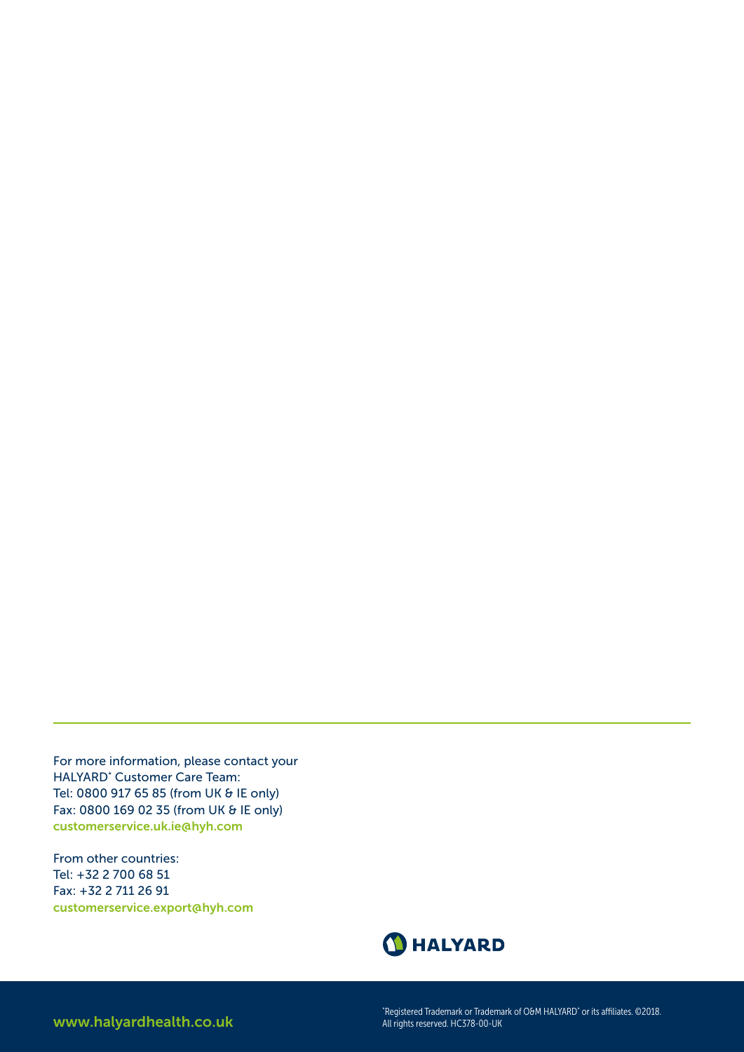For more information, please contact your HALYARD* Customer Care Team:
Tel: 0800 917 65 85 (from UK & IE only)
Fax: 0800 169 02 35 (from UK & IE only)
customerservice.uk.ie@hyh.com

From other countries:
Tel: +32 2 700 68 51
Fax: +32 2 711 26 91
customerservice.export@hyh.com

HALYARD

www.halyardhealth.co.uk

*Registered Trademark or Trademark of O&M HALYARD* or its affiliates. ©2018. All rights reserved. HC378-00-UK